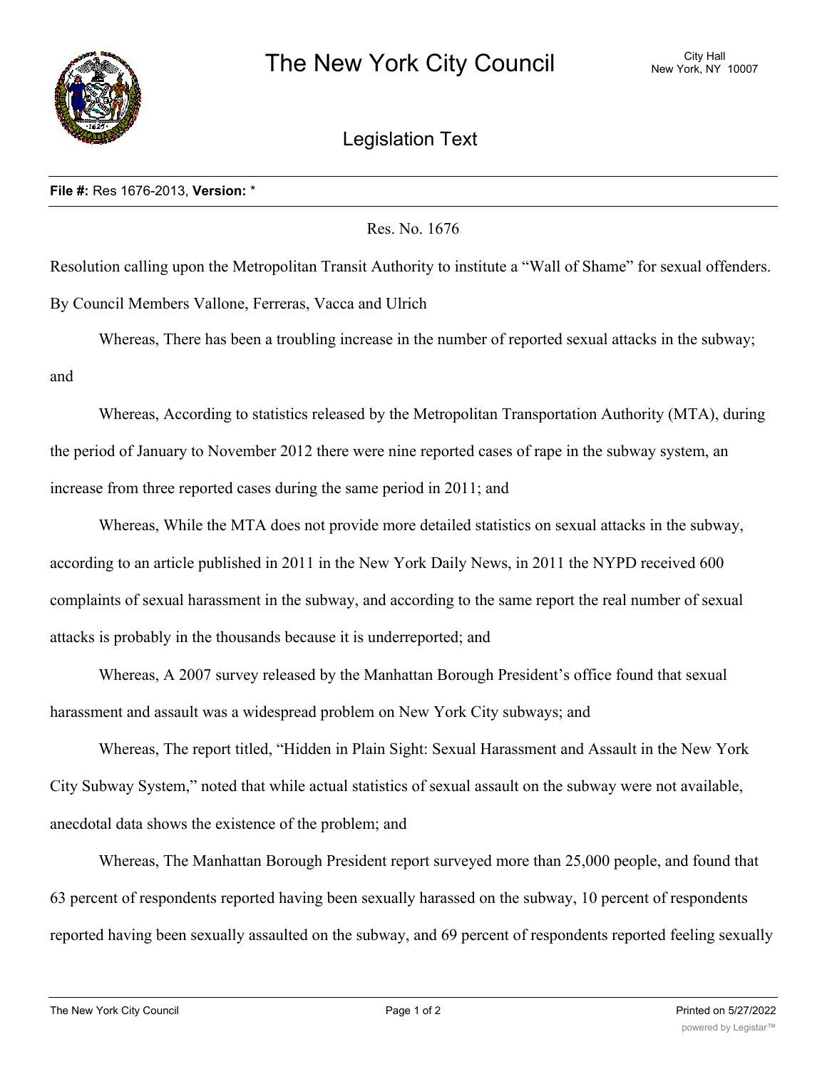# The New York City Council

City Hall
New York, NY 10007

## Legislation Text

**File #:** Res 1676-2013, **Version:** *

Res. No. 1676

Resolution calling upon the Metropolitan Transit Authority to institute a "Wall of Shame" for sexual offenders.

By Council Members Vallone, Ferreras, Vacca and Ulrich

Whereas, There has been a troubling increase in the number of reported sexual attacks in the subway; and

Whereas, According to statistics released by the Metropolitan Transportation Authority (MTA), during the period of January to November 2012 there were nine reported cases of rape in the subway system, an increase from three reported cases during the same period in 2011; and

Whereas, While the MTA does not provide more detailed statistics on sexual attacks in the subway, according to an article published in 2011 in the New York Daily News, in 2011 the NYPD received 600 complaints of sexual harassment in the subway, and according to the same report the real number of sexual attacks is probably in the thousands because it is underreported; and

Whereas, A 2007 survey released by the Manhattan Borough President's office found that sexual harassment and assault was a widespread problem on New York City subways; and

Whereas, The report titled, "Hidden in Plain Sight: Sexual Harassment and Assault in the New York City Subway System," noted that while actual statistics of sexual assault on the subway were not available, anecdotal data shows the existence of the problem; and

Whereas, The Manhattan Borough President report surveyed more than 25,000 people, and found that 63 percent of respondents reported having been sexually harassed on the subway, 10 percent of respondents reported having been sexually assaulted on the subway, and 69 percent of respondents reported feeling sexually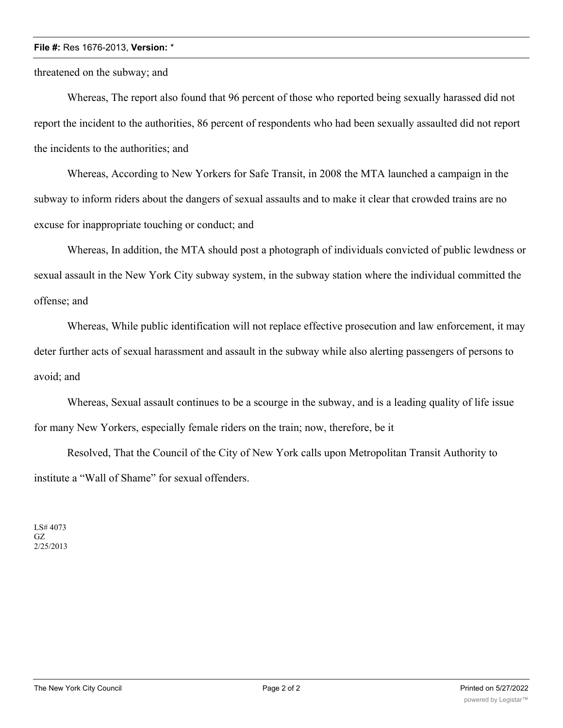threatened on the subway; and

Whereas, The report also found that 96 percent of those who reported being sexually harassed did not report the incident to the authorities, 86 percent of respondents who had been sexually assaulted did not report the incidents to the authorities; and

Whereas, According to New Yorkers for Safe Transit, in 2008 the MTA launched a campaign in the subway to inform riders about the dangers of sexual assaults and to make it clear that crowded trains are no excuse for inappropriate touching or conduct; and

Whereas, In addition, the MTA should post a photograph of individuals convicted of public lewdness or sexual assault in the New York City subway system, in the subway station where the individual committed the offense; and

Whereas, While public identification will not replace effective prosecution and law enforcement, it may deter further acts of sexual harassment and assault in the subway while also alerting passengers of persons to avoid; and

Whereas, Sexual assault continues to be a scourge in the subway, and is a leading quality of life issue for many New Yorkers, especially female riders on the train; now, therefore, be it

Resolved, That the Council of the City of New York calls upon Metropolitan Transit Authority to institute a "Wall of Shame" for sexual offenders.

LS# 4073
GZ
2/25/2013